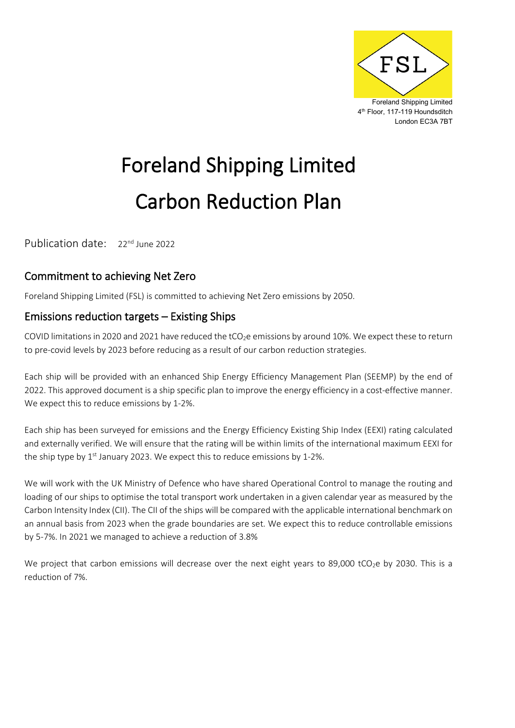Foreland Shipping Limited
4th Floor, 117-119 Houndsditch
London EC3A 7BT

# Foreland Shipping Limited
# Carbon Reduction Plan

Publication date: 22nd June 2022

## Commitment to achieving Net Zero

Foreland Shipping Limited (FSL) is committed to achieving Net Zero emissions by 2050.

## Emissions reduction targets – Existing Ships

COVID limitations in 2020 and 2021 have reduced the $tCO_2e$ emissions by around 10%. We expect these to return to pre-covid levels by 2023 before reducing as a result of our carbon reduction strategies.

Each ship will be provided with an enhanced Ship Energy Efficiency Management Plan (SEEMP) by the end of 2022. This approved document is a ship specific plan to improve the energy efficiency in a cost-effective manner. We expect this to reduce emissions by 1-2%.

Each ship has been surveyed for emissions and the Energy Efficiency Existing Ship Index (EEXI) rating calculated and externally verified. We will ensure that the rating will be within limits of the international maximum EEXI for the ship type by 1st January 2023. We expect this to reduce emissions by 1-2%.

We will work with the UK Ministry of Defence who have shared Operational Control to manage the routing and loading of our ships to optimise the total transport work undertaken in a given calendar year as measured by the Carbon Intensity Index (CII). The CII of the ships will be compared with the applicable international benchmark on an annual basis from 2023 when the grade boundaries are set. We expect this to reduce controllable emissions by 5-7%. In 2021 we managed to achieve a reduction of 3.8%

We project that carbon emissions will decrease over the next eight years to 89,000 $tCO_2e$ by 2030. This is a reduction of 7%.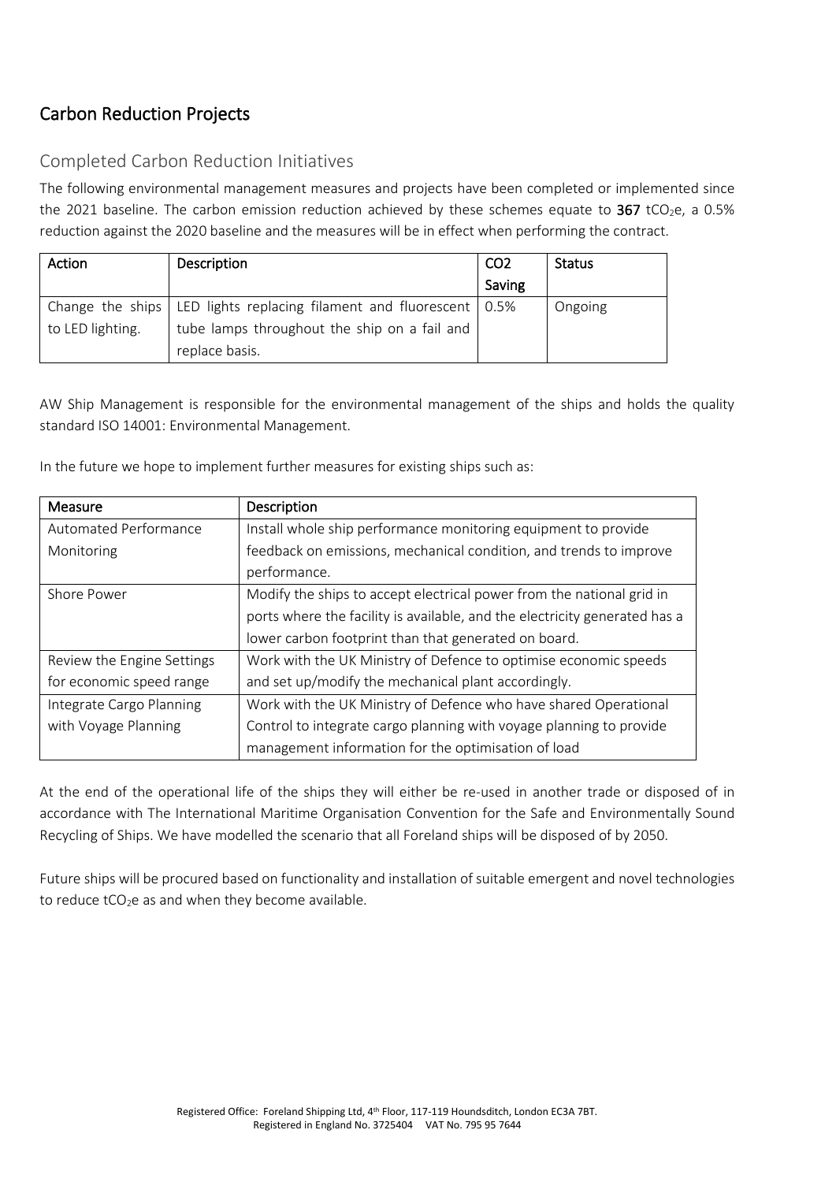# Carbon Reduction Projects

## Completed Carbon Reduction Initiatives

The following environmental management measures and projects have been completed or implemented since the 2021 baseline. The carbon emission reduction achieved by these schemes equate to **367** $tCO_2e$, a 0.5% reduction against the 2020 baseline and the measures will be in effect when performing the contract.

| Action | Description | CO2 Saving | Status |
|---|---|---|---|
| Change the ships to LED lighting. | LED lights replacing filament and fluorescent tube lamps throughout the ship on a fail and replace basis. | 0.5% | Ongoing |

AW Ship Management is responsible for the environmental management of the ships and holds the quality standard ISO 14001: Environmental Management.

In the future we hope to implement further measures for existing ships such as:

| Measure | Description |
|---|---|
| Automated Performance Monitoring | Install whole ship performance monitoring equipment to provide feedback on emissions, mechanical condition, and trends to improve performance. |
| Shore Power | Modify the ships to accept electrical power from the national grid in ports where the facility is available, and the electricity generated has a lower carbon footprint than that generated on board. |
| Review the Engine Settings for economic speed range | Work with the UK Ministry of Defence to optimise economic speeds and set up/modify the mechanical plant accordingly. |
| Integrate Cargo Planning with Voyage Planning | Work with the UK Ministry of Defence who have shared Operational Control to integrate cargo planning with voyage planning to provide management information for the optimisation of load |

At the end of the operational life of the ships they will either be re-used in another trade or disposed of in accordance with The International Maritime Organisation Convention for the Safe and Environmentally Sound Recycling of Ships. We have modelled the scenario that all Foreland ships will be disposed of by 2050.

Future ships will be procured based on functionality and installation of suitable emergent and novel technologies to reduce $tCO_2e$ as and when they become available.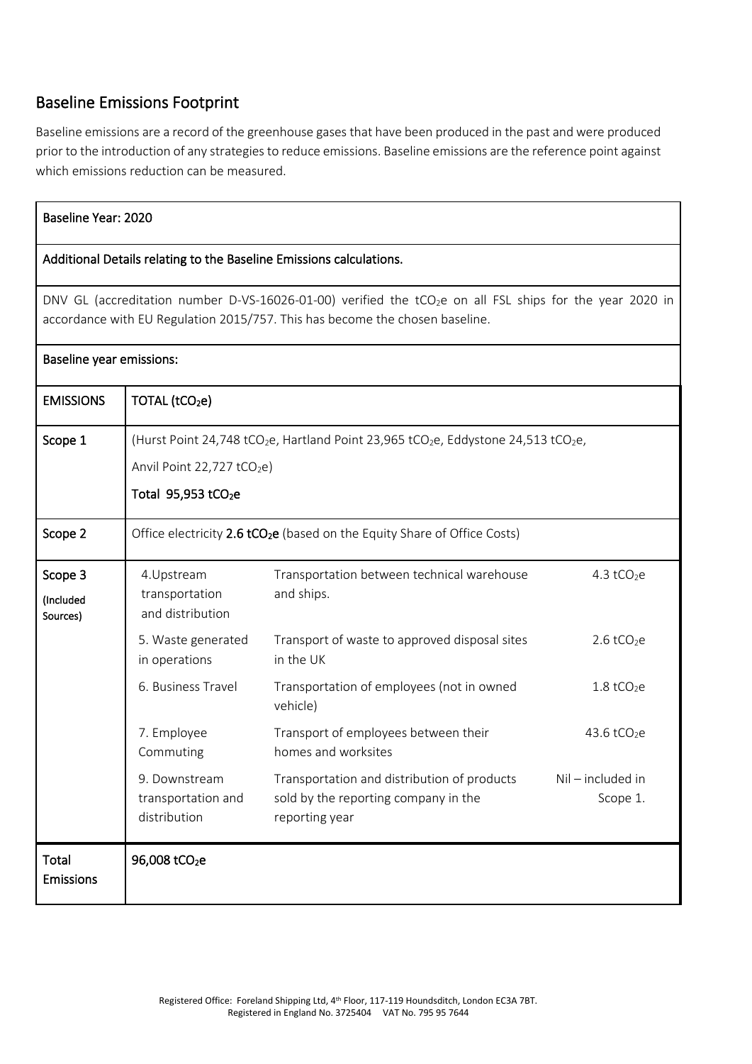## Baseline Emissions Footprint

Baseline emissions are a record of the greenhouse gases that have been produced in the past and were produced prior to the introduction of any strategies to reduce emissions. Baseline emissions are the reference point against which emissions reduction can be measured.

| Baseline Year: 2020 | | | |
|---|---|---|---|
| **Additional Details relating to the Baseline Emissions calculations.** | | | |
| DNV GL (accreditation number D-VS-16026-01-00) verified the $tCO_2e$ on all FSL ships for the year 2020 in accordance with EU Regulation 2015/757. This has become the chosen baseline. | | | |
| **Baseline year emissions:** | | | |
| **EMISSIONS** | **TOTAL ($tCO_2e$)** | | |
| **Scope 1** | (Hurst Point 24,748 $tCO_2e$, Hartland Point 23,965 $tCO_2e$, Eddystone 24,513 $tCO_2e$, Anvil Point 22,727 $tCO_2e$) **Total 95,953 $tCO_2e$** | | |
| **Scope 2** | Office electricity **2.6 $tCO_2e$** (based on the Equity Share of Office Costs) | | |
| **Scope 3** (Included Sources) | 4.Upstream transportation and distribution | Transportation between technical warehouse and ships. | 4.3 $tCO_2e$ |
| | 5. Waste generated in operations | Transport of waste to approved disposal sites in the UK | 2.6 $tCO_2e$ |
| | 6. Business Travel | Transportation of employees (not in owned vehicle) | 1.8 $tCO_2e$ |
| | 7. Employee Commuting | Transport of employees between their homes and worksites | 43.6 $tCO_2e$ |
| | 9. Downstream transportation and distribution | Transportation and distribution of products sold by the reporting company in the reporting year | Nil – included in Scope 1. |
| **Total Emissions** | **96,008 $tCO_2e$** | | |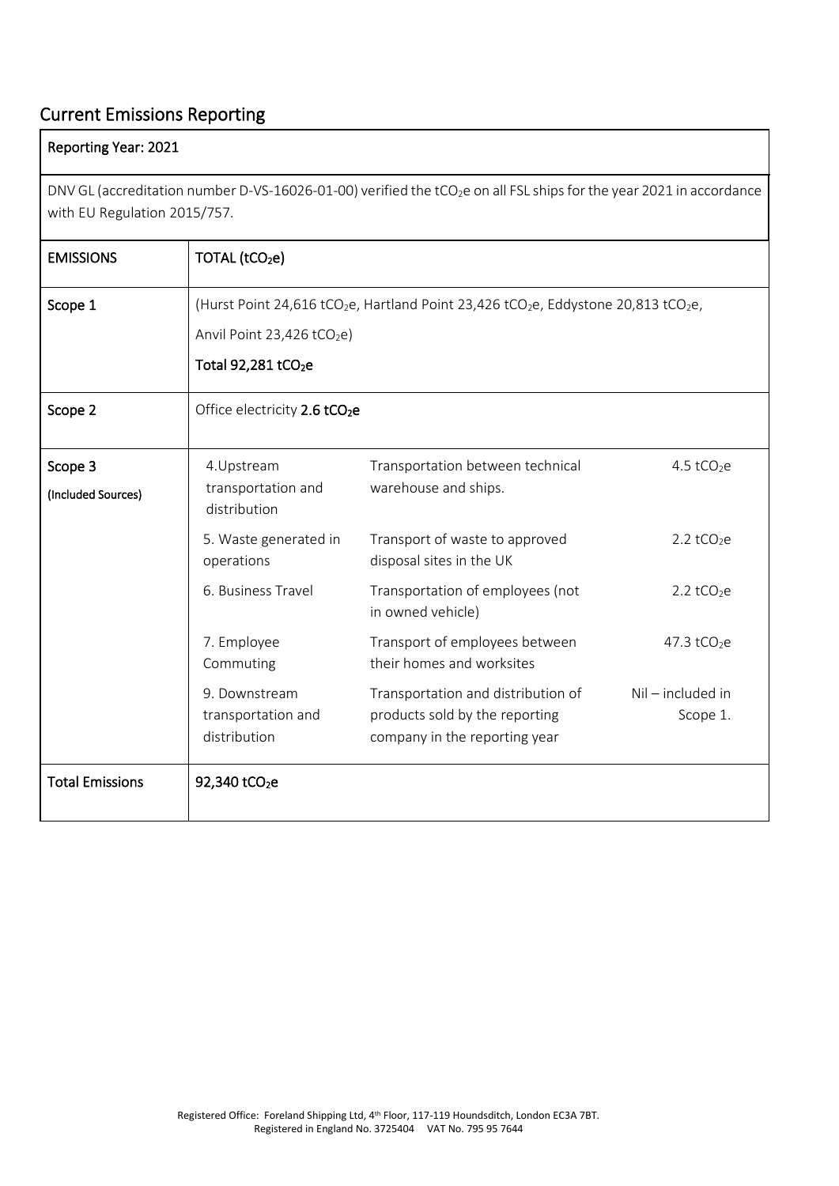## Current Emissions Reporting

| Reporting Year: 2021 | | | |
|---|---|---|---|
| DNV GL (accreditation number D-VS-16026-01-00) verified the $tCO_2e$ on all FSL ships for the year 2021 in accordance with EU Regulation 2015/757. | | | |
| **EMISSIONS** | **TOTAL ($tCO_2e$)** | | |
| **Scope 1** | (Hurst Point 24,616 $tCO_2e$, Hartland Point 23,426 $tCO_2e$, Eddystone 20,813 $tCO_2e$, Anvil Point 23,426 $tCO_2e$) **Total 92,281 $tCO_2e$** | | |
| **Scope 2** | Office electricity **2.6 $tCO_2e$** | | |
| **Scope 3** (Included Sources) | 4.Upstream transportation and distribution | Transportation between technical warehouse and ships. | 4.5 $tCO_2e$ |
| | 5. Waste generated in operations | Transport of waste to approved disposal sites in the UK | 2.2 $tCO_2e$ |
| | 6. Business Travel | Transportation of employees (not in owned vehicle) | 2.2 $tCO_2e$ |
| | 7. Employee Commuting | Transport of employees between their homes and worksites | 47.3 $tCO_2e$ |
| | 9. Downstream transportation and distribution | Transportation and distribution of products sold by the reporting company in the reporting year | Nil – included in Scope 1. |
| **Total Emissions** | **92,340 $tCO_2e$** | | |

Registered Office: Foreland Shipping Ltd, 4th Floor, 117-119 Houndsditch, London EC3A 7BT.
Registered in England No. 3725404 VAT No. 795 95 7644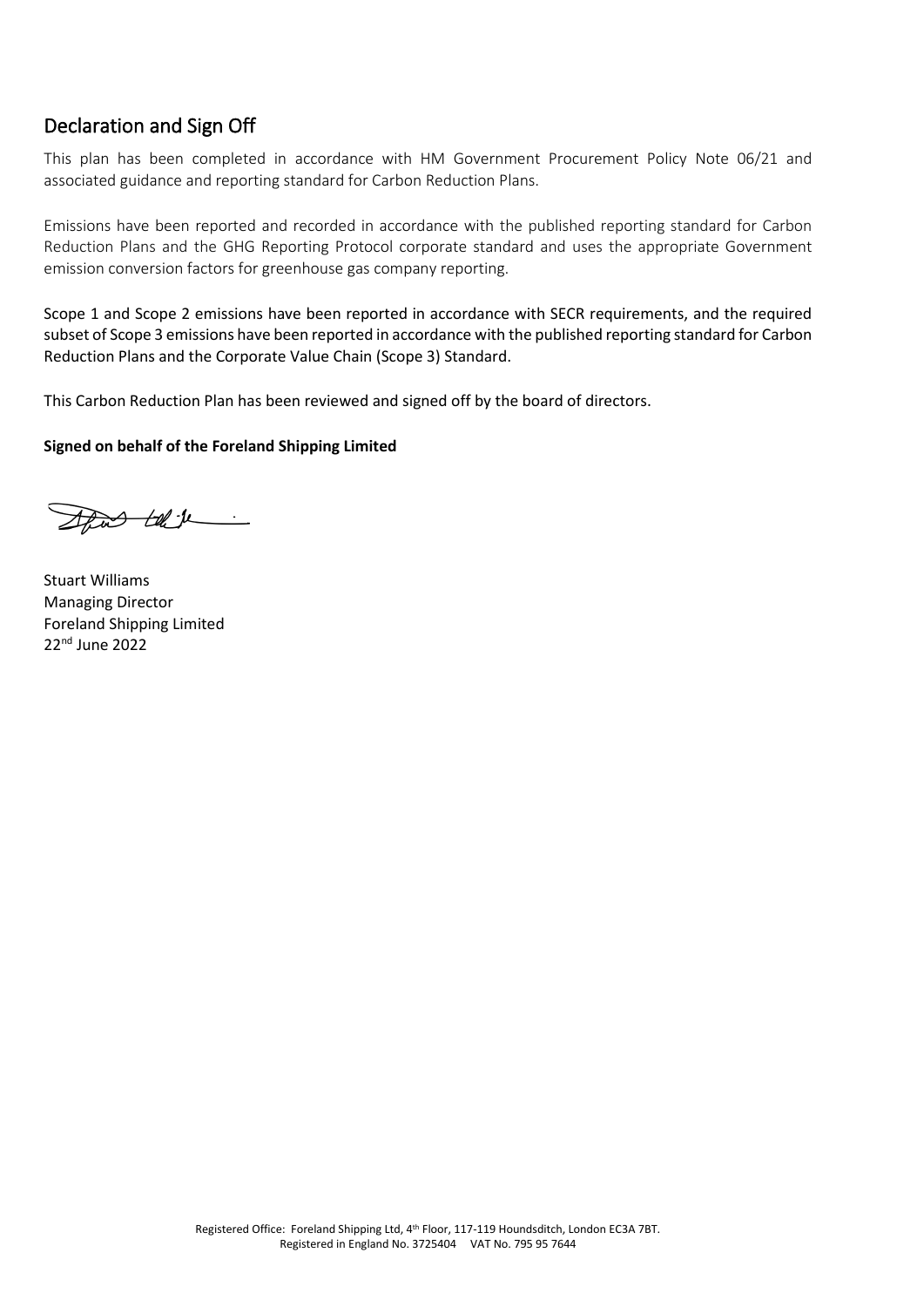## Declaration and Sign Off

This plan has been completed in accordance with HM Government Procurement Policy Note 06/21 and associated guidance and reporting standard for Carbon Reduction Plans.

Emissions have been reported and recorded in accordance with the published reporting standard for Carbon Reduction Plans and the GHG Reporting Protocol corporate standard and uses the appropriate Government emission conversion factors for greenhouse gas company reporting.

Scope 1 and Scope 2 emissions have been reported in accordance with SECR requirements, and the required subset of Scope 3 emissions have been reported in accordance with the published reporting standard for Carbon Reduction Plans and the Corporate Value Chain (Scope 3) Standard.

This Carbon Reduction Plan has been reviewed and signed off by the board of directors.

**Signed on behalf of the Foreland Shipping Limited**

Stuart Williams
Managing Director
Foreland Shipping Limited
22nd June 2022

Registered Office: Foreland Shipping Ltd, 4th Floor, 117-119 Houndsditch, London EC3A 7BT.
Registered in England No. 3725404 VAT No. 795 95 7644